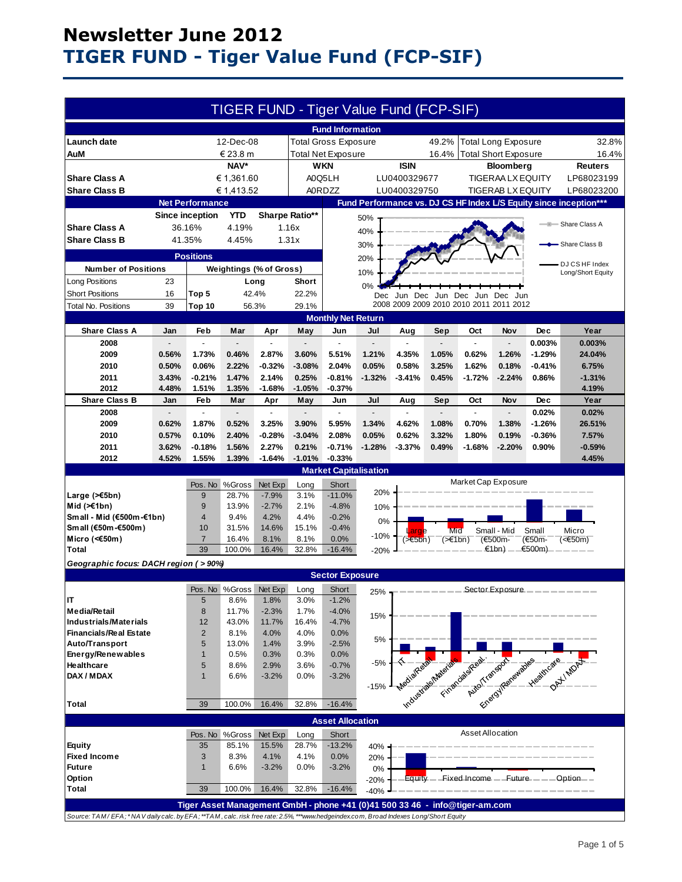# Newsletter June 2012

# TIGER FUND - Tiger Value Fund (FCP-SIF)

## TIGER FUND - Tiger Value Fund (FCP-SIF)

### Fund Information

| | | | | | |
|---|---|---|---|---|---|
| Launch date | 12-Dec-08 | Total Gross Exposure | 49.2% | Total Long Exposure | 32.8% |
| AuM | € 23.8 m | Total Net Exposure | 16.4% | Total Short Exposure | 16.4% |

| | NAV* | WKN | ISIN | Bloomberg | Reuters |
|---|---|---|---|---|---|
| Share Class A | € 1,361.60 | A0Q5LH | LU0400329677 | TIGERAA LX EQUITY | LP68023199 |
| Share Class B | € 1,413.52 | A0RDZZ | LU0400329750 | TIGERAB LX EQUITY | LP68023200 |

### Net Performance

| | Since inception | YTD | Sharpe Ratio** |
|---|---|---|---|
| Share Class A | 36.16% | 4.19% | 1.16x |
| Share Class B | 41.35% | 4.45% | 1.31x |

### Positions

| Number of Positions | | Weightings (% of Gross) | Long | Short |
|---|---|---|---|---|
| Long Positions | 23 | | | |
| Short Positions | 16 | Top 5 | 42.4% | 22.2% |
| Total No. Positions | 39 | Top 10 | 56.3% | 29.1% |

### Fund Performance vs. DJ CS HF Index L/S Equity since inception***

50%
40%
30%
20%
10%
0%
Dec 2008 Jun 2009 Dec 2009 Jun 2010 Dec 2010 Jun 2011 Dec 2011 Jun 2012
Share Class A
Share Class B
DJ CS HF Index Long/Short Equity

### Monthly Net Return

| Share Class A | Jan | Feb | Mar | Apr | May | Jun | Jul | Aug | Sep | Oct | Nov | Dec | Year |
|---|---|---|---|---|---|---|---|---|---|---|---|---|---|
| 2008 | - | - | - | - | - | - | - | - | - | - | - | 0.003% | 0.003% |
| 2009 | 0.56% | 1.73% | 0.46% | 2.87% | 3.60% | 5.51% | 1.21% | 4.35% | 1.05% | 0.62% | 1.26% | -1.29% | 24.04% |
| 2010 | 0.50% | 0.06% | 2.22% | -0.32% | -3.08% | 2.04% | 0.05% | 0.58% | 3.25% | 1.62% | 0.18% | -0.41% | 6.75% |
| 2011 | 3.43% | -0.21% | 1.47% | 2.14% | 0.25% | -0.81% | -1.32% | -3.41% | 0.45% | -1.72% | -2.24% | 0.86% | -1.31% |
| 2012 | 4.48% | 1.51% | 1.35% | -1.68% | -1.05% | -0.37% | | | | | | | 4.19% |
| **Share Class B** | **Jan** | **Feb** | **Mar** | **Apr** | **May** | **Jun** | **Jul** | **Aug** | **Sep** | **Oct** | **Nov** | **Dec** | **Year** |
| 2008 | - | - | - | - | - | - | - | - | - | - | - | 0.02% | 0.02% |
| 2009 | 0.62% | 1.87% | 0.52% | 3.25% | 3.90% | 5.95% | 1.34% | 4.62% | 1.08% | 0.70% | 1.38% | -1.26% | 26.51% |
| 2010 | 0.57% | 0.10% | 2.40% | -0.28% | -3.04% | 2.08% | 0.05% | 0.62% | 3.32% | 1.80% | 0.19% | -0.36% | 7.57% |
| 2011 | 3.62% | -0.18% | 1.56% | 2.27% | 0.21% | -0.71% | -1.28% | -3.37% | 0.49% | -1.68% | -2.20% | 0.90% | -0.59% |
| 2012 | 4.52% | 1.55% | 1.39% | -1.64% | -1.01% | -0.33% | | | | | | | 4.45% |

### Market Capitalisation

| | Pos. No | %Gross | Net Exp | Long | Short |
|---|---|---|---|---|---|
| Large (>€5bn) | 9 | 28.7% | -7.9% | 3.1% | -11.0% |
| Mid (>€1bn) | 9 | 13.9% | -2.7% | 2.1% | -4.8% |
| Small - Mid (€500m-€1bn) | 4 | 9.4% | 4.2% | 4.4% | -0.2% |
| Small (€50m-€500m) | 10 | 31.5% | 14.6% | 15.1% | -0.4% |
| Micro (<€50m) | 7 | 16.4% | 8.1% | 8.1% | 0.0% |
| Total | 39 | 100.0% | 16.4% | 32.8% | -16.4% |

Market Cap Exposure
20%
10%
0%
-10%
-20%
Large (>€5bn)
Mid (>€1bn)
Small - Mid (€500m-€1bn)
Small (€50m-€500m)
Micro (<€50m)

*Geographic focus: DACH region ( > 90%)*

### Sector Exposure

| | Pos. No | %Gross | Net Exp | Long | Short |
|---|---|---|---|---|---|
| IT | 5 | 8.6% | 1.8% | 3.0% | -1.2% |
| Media/Retail | 8 | 11.7% | -2.3% | 1.7% | -4.0% |
| Industrials/Materials | 12 | 43.0% | 11.7% | 16.4% | -4.7% |
| Financials/Real Estate | 2 | 8.1% | 4.0% | 4.0% | 0.0% |
| Auto/Transport | 5 | 13.0% | 1.4% | 3.9% | -2.5% |
| Energy/Renewables | 1 | 0.5% | 0.3% | 0.3% | 0.0% |
| Healthcare | 5 | 8.6% | 2.9% | 3.6% | -0.7% |
| DAX / MDAX | 1 | 6.6% | -3.2% | 0.0% | -3.2% |
| Total | 39 | 100.0% | 16.4% | 32.8% | -16.4% |

Sector Exposure
25%
15%
5%
-5%
-15%
IT
Media/Retail
Industrials/Materials
Financials/Real.
Auto/Transport
Energy/Renewables
Healthcare
DAX / MDAX

### Asset Allocation

| | Pos. No | %Gross | Net Exp | Long | Short |
|---|---|---|---|---|---|
| Equity | 35 | 85.1% | 15.5% | 28.7% | -13.2% |
| Fixed Income | 3 | 8.3% | 4.1% | 4.1% | 0.0% |
| Future | 1 | 6.6% | -3.2% | 0.0% | -3.2% |
| Option | | | | | |
| Total | 39 | 100.0% | 16.4% | 32.8% | -16.4% |

Asset Allocation
40%
20%
0%
-20%
-40%
Equity
Fixed Income
Future
Option

**Tiger Asset Management GmbH - phone +41 (0)41 500 33 46 - info@tiger-am.com**

*Source: TAM / EFA; * NAV daily calc. by EFA; **TAM, calc. risk free rate: 2.5%, ***www.hedgeindex.com, Broad Indexes Long/Short Equity*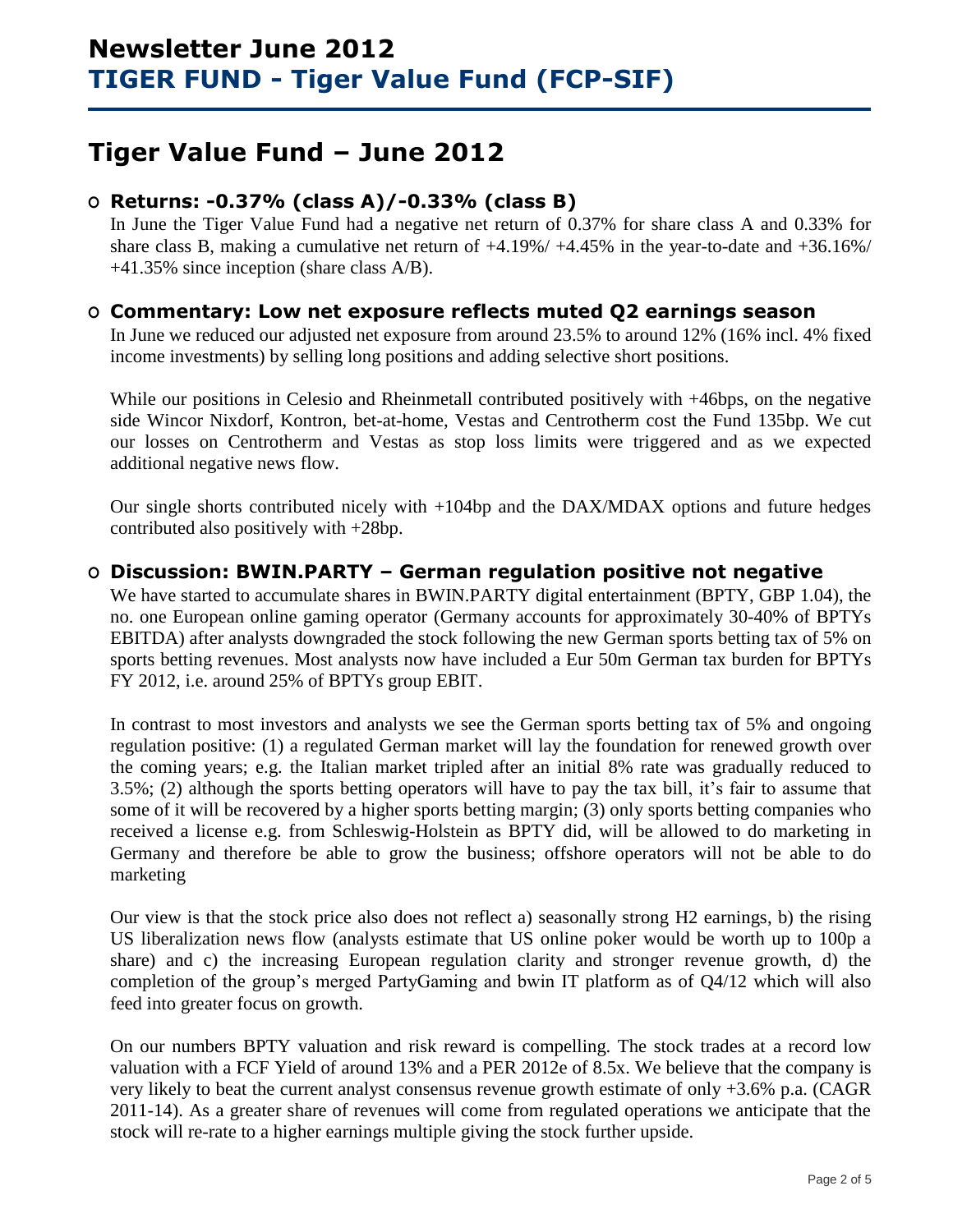# Newsletter June 2012
# TIGER FUND - Tiger Value Fund (FCP-SIF)

## Tiger Value Fund – June 2012

### Returns: -0.37% (class A)/-0.33% (class B)

In June the Tiger Value Fund had a negative net return of 0.37% for share class A and 0.33% for share class B, making a cumulative net return of +4.19%/ +4.45% in the year-to-date and +36.16%/ +41.35% since inception (share class A/B).

### Commentary: Low net exposure reflects muted Q2 earnings season

In June we reduced our adjusted net exposure from around 23.5% to around 12% (16% incl. 4% fixed income investments) by selling long positions and adding selective short positions.

While our positions in Celesio and Rheinmetall contributed positively with +46bps, on the negative side Wincor Nixdorf, Kontron, bet-at-home, Vestas and Centrotherm cost the Fund 135bp. We cut our losses on Centrotherm and Vestas as stop loss limits were triggered and as we expected additional negative news flow.

Our single shorts contributed nicely with +104bp and the DAX/MDAX options and future hedges contributed also positively with +28bp.

### Discussion: BWIN.PARTY – German regulation positive not negative

We have started to accumulate shares in BWIN.PARTY digital entertainment (BPTY, GBP 1.04), the no. one European online gaming operator (Germany accounts for approximately 30-40% of BPTYs EBITDA) after analysts downgraded the stock following the new German sports betting tax of 5% on sports betting revenues. Most analysts now have included a Eur 50m German tax burden for BPTYs FY 2012, i.e. around 25% of BPTYs group EBIT.

In contrast to most investors and analysts we see the German sports betting tax of 5% and ongoing regulation positive: (1) a regulated German market will lay the foundation for renewed growth over the coming years; e.g. the Italian market tripled after an initial 8% rate was gradually reduced to 3.5%; (2) although the sports betting operators will have to pay the tax bill, it's fair to assume that some of it will be recovered by a higher sports betting margin; (3) only sports betting companies who received a license e.g. from Schleswig-Holstein as BPTY did, will be allowed to do marketing in Germany and therefore be able to grow the business; offshore operators will not be able to do marketing

Our view is that the stock price also does not reflect a) seasonally strong H2 earnings, b) the rising US liberalization news flow (analysts estimate that US online poker would be worth up to 100p a share) and c) the increasing European regulation clarity and stronger revenue growth, d) the completion of the group's merged PartyGaming and bwin IT platform as of Q4/12 which will also feed into greater focus on growth.

On our numbers BPTY valuation and risk reward is compelling. The stock trades at a record low valuation with a FCF Yield of around 13% and a PER 2012e of 8.5x. We believe that the company is very likely to beat the current analyst consensus revenue growth estimate of only +3.6% p.a. (CAGR 2011-14). As a greater share of revenues will come from regulated operations we anticipate that the stock will re-rate to a higher earnings multiple giving the stock further upside.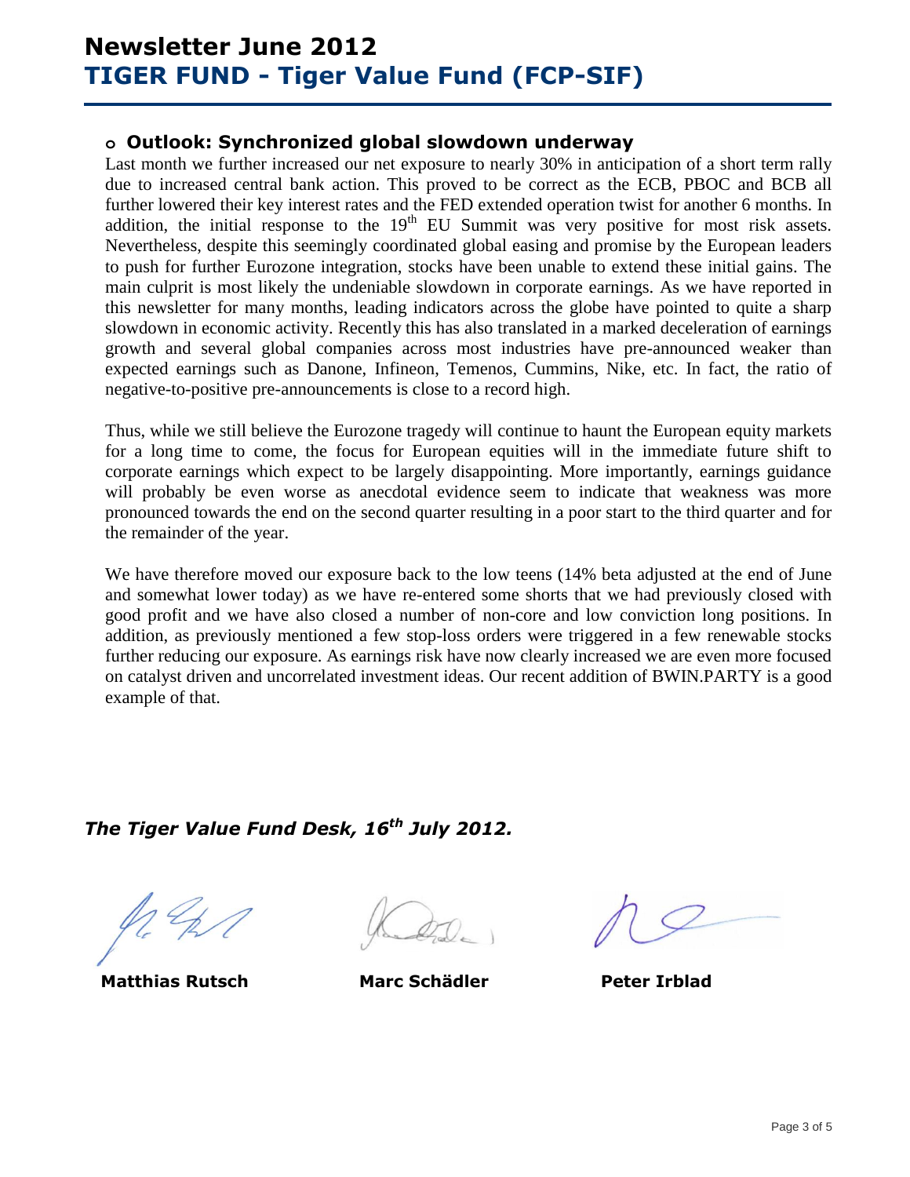# Newsletter June 2012
# TIGER FUND - Tiger Value Fund (FCP-SIF)

## Outlook: Synchronized global slowdown underway

Last month we further increased our net exposure to nearly 30% in anticipation of a short term rally due to increased central bank action. This proved to be correct as the ECB, PBOC and BCB all further lowered their key interest rates and the FED extended operation twist for another 6 months. In addition, the initial response to the 19th EU Summit was very positive for most risk assets. Nevertheless, despite this seemingly coordinated global easing and promise by the European leaders to push for further Eurozone integration, stocks have been unable to extend these initial gains. The main culprit is most likely the undeniable slowdown in corporate earnings. As we have reported in this newsletter for many months, leading indicators across the globe have pointed to quite a sharp slowdown in economic activity. Recently this has also translated in a marked deceleration of earnings growth and several global companies across most industries have pre-announced weaker than expected earnings such as Danone, Infineon, Temenos, Cummins, Nike, etc. In fact, the ratio of negative-to-positive pre-announcements is close to a record high.

Thus, while we still believe the Eurozone tragedy will continue to haunt the European equity markets for a long time to come, the focus for European equities will in the immediate future shift to corporate earnings which expect to be largely disappointing. More importantly, earnings guidance will probably be even worse as anecdotal evidence seem to indicate that weakness was more pronounced towards the end on the second quarter resulting in a poor start to the third quarter and for the remainder of the year.

We have therefore moved our exposure back to the low teens (14% beta adjusted at the end of June and somewhat lower today) as we have re-entered some shorts that we had previously closed with good profit and we have also closed a number of non-core and low conviction long positions. In addition, as previously mentioned a few stop-loss orders were triggered in a few renewable stocks further reducing our exposure. As earnings risk have now clearly increased we are even more focused on catalyst driven and uncorrelated investment ideas. Our recent addition of BWIN.PARTY is a good example of that.

***The Tiger Value Fund Desk, 16th July 2012.***

**Matthias Rutsch** **Marc Schädler** **Peter Irblad**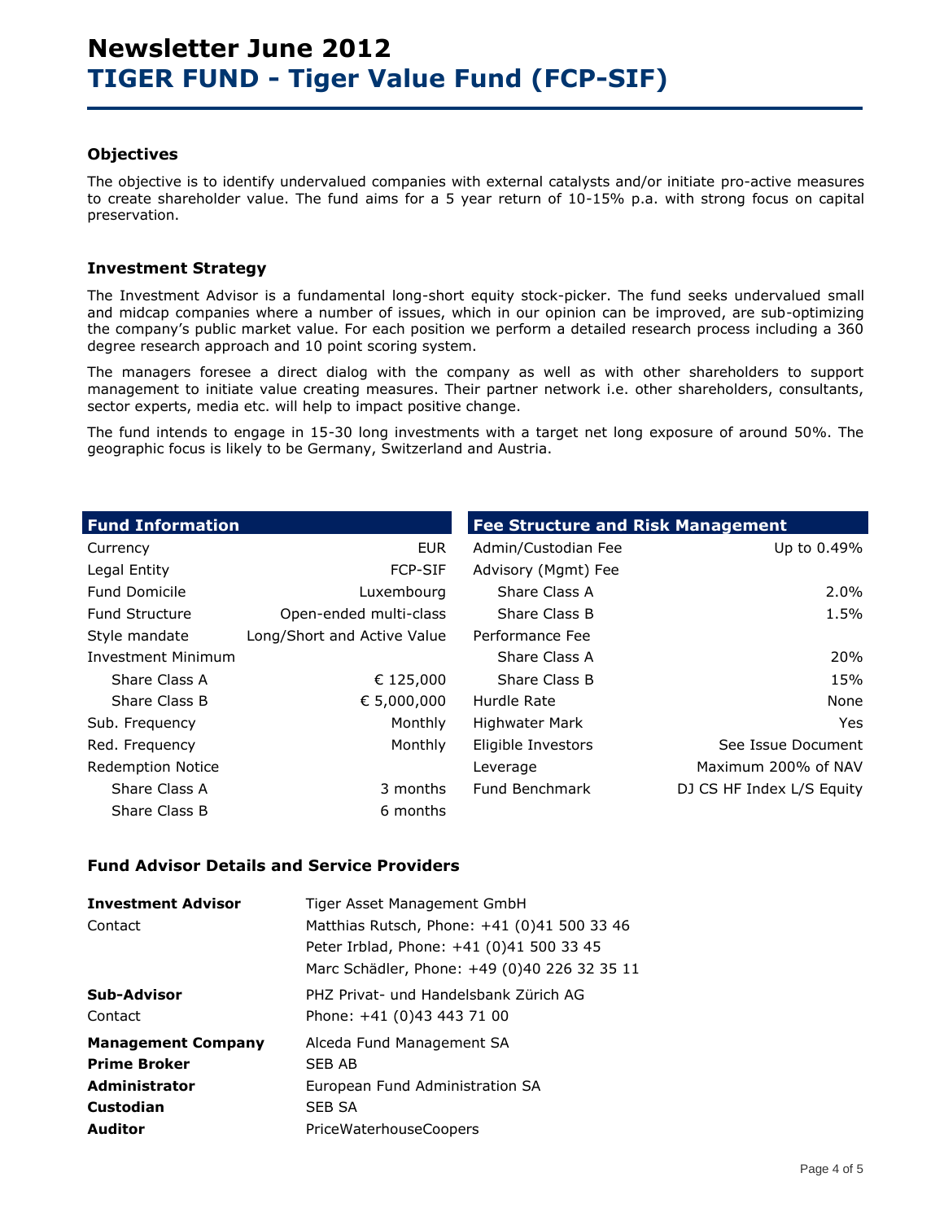# Newsletter June 2012
# TIGER FUND - Tiger Value Fund (FCP-SIF)

### Objectives

The objective is to identify undervalued companies with external catalysts and/or initiate pro-active measures to create shareholder value. The fund aims for a 5 year return of 10-15% p.a. with strong focus on capital preservation.

### Investment Strategy

The Investment Advisor is a fundamental long-short equity stock-picker. The fund seeks undervalued small and midcap companies where a number of issues, which in our opinion can be improved, are sub-optimizing the company's public market value. For each position we perform a detailed research process including a 360 degree research approach and 10 point scoring system.

The managers foresee a direct dialog with the company as well as with other shareholders to support management to initiate value creating measures. Their partner network i.e. other shareholders, consultants, sector experts, media etc. will help to impact positive change.

The fund intends to engage in 15-30 long investments with a target net long exposure of around 50%. The geographic focus is likely to be Germany, Switzerland and Austria.

| Fund Information | |
|---|---|
| Currency | EUR |
| Legal Entity | FCP-SIF |
| Fund Domicile | Luxembourg |
| Fund Structure | Open-ended multi-class |
| Style mandate | Long/Short and Active Value |
| Investment Minimum | |
| Share Class A | € 125,000 |
| Share Class B | € 5,000,000 |
| Sub. Frequency | Monthly |
| Red. Frequency | Monthly |
| Redemption Notice | |
| Share Class A | 3 months |
| Share Class B | 6 months |

| Fee Structure and Risk Management | |
|---|---|
| Admin/Custodian Fee | Up to 0.49% |
| Advisory (Mgmt) Fee | |
| Share Class A | 2.0% |
| Share Class B | 1.5% |
| Performance Fee | |
| Share Class A | 20% |
| Share Class B | 15% |
| Hurdle Rate | None |
| Highwater Mark | Yes |
| Eligible Investors | See Issue Document |
| Leverage | Maximum 200% of NAV |
| Fund Benchmark | DJ CS HF Index L/S Equity |

### Fund Advisor Details and Service Providers

| | |
|---|---|
| **Investment Advisor** | Tiger Asset Management GmbH |
| Contact | Matthias Rutsch, Phone: +41 (0)41 500 33 46 |
| | Peter Irblad, Phone: +41 (0)41 500 33 45 |
| | Marc Schädler, Phone: +49 (0)40 226 32 35 11 |
| **Sub-Advisor** | PHZ Privat- und Handelsbank Zürich AG |
| Contact | Phone: +41 (0)43 443 71 00 |
| **Management Company** | Alceda Fund Management SA |
| **Prime Broker** | SEB AB |
| **Administrator** | European Fund Administration SA |
| **Custodian** | SEB SA |
| **Auditor** | PriceWaterhouseCoopers |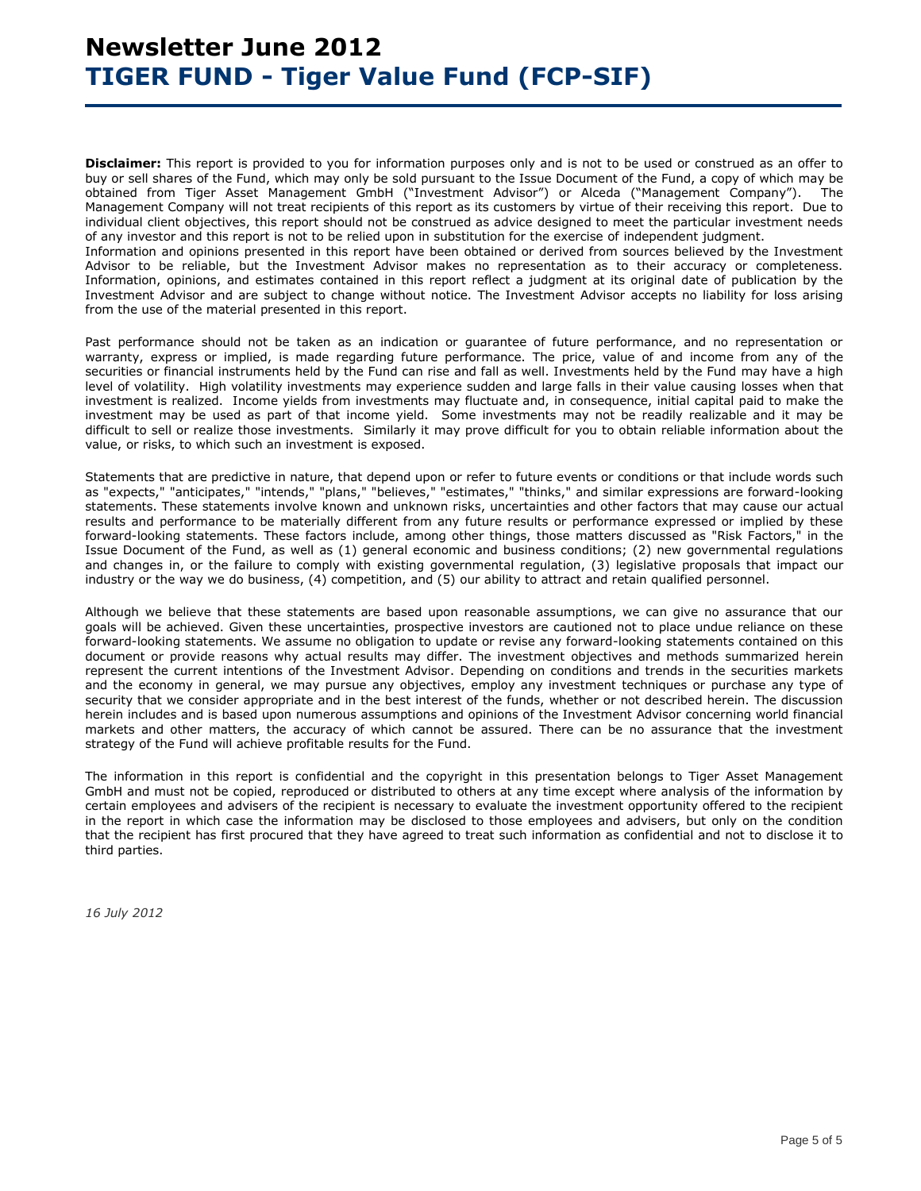# Newsletter June 2012
# TIGER FUND - Tiger Value Fund (FCP-SIF)

**Disclaimer:** This report is provided to you for information purposes only and is not to be used or construed as an offer to buy or sell shares of the Fund, which may only be sold pursuant to the Issue Document of the Fund, a copy of which may be obtained from Tiger Asset Management GmbH ("Investment Advisor") or Alceda ("Management Company"). The Management Company will not treat recipients of this report as its customers by virtue of their receiving this report. Due to individual client objectives, this report should not be construed as advice designed to meet the particular investment needs of any investor and this report is not to be relied upon in substitution for the exercise of independent judgment.
Information and opinions presented in this report have been obtained or derived from sources believed by the Investment Advisor to be reliable, but the Investment Advisor makes no representation as to their accuracy or completeness. Information, opinions, and estimates contained in this report reflect a judgment at its original date of publication by the Investment Advisor and are subject to change without notice. The Investment Advisor accepts no liability for loss arising from the use of the material presented in this report.

Past performance should not be taken as an indication or guarantee of future performance, and no representation or warranty, express or implied, is made regarding future performance. The price, value of and income from any of the securities or financial instruments held by the Fund can rise and fall as well. Investments held by the Fund may have a high level of volatility. High volatility investments may experience sudden and large falls in their value causing losses when that investment is realized. Income yields from investments may fluctuate and, in consequence, initial capital paid to make the investment may be used as part of that income yield. Some investments may not be readily realizable and it may be difficult to sell or realize those investments. Similarly it may prove difficult for you to obtain reliable information about the value, or risks, to which such an investment is exposed.

Statements that are predictive in nature, that depend upon or refer to future events or conditions or that include words such as "expects," "anticipates," "intends," "plans," "believes," "estimates," "thinks," and similar expressions are forward-looking statements. These statements involve known and unknown risks, uncertainties and other factors that may cause our actual results and performance to be materially different from any future results or performance expressed or implied by these forward-looking statements. These factors include, among other things, those matters discussed as "Risk Factors," in the Issue Document of the Fund, as well as (1) general economic and business conditions; (2) new governmental regulations and changes in, or the failure to comply with existing governmental regulation, (3) legislative proposals that impact our industry or the way we do business, (4) competition, and (5) our ability to attract and retain qualified personnel.

Although we believe that these statements are based upon reasonable assumptions, we can give no assurance that our goals will be achieved. Given these uncertainties, prospective investors are cautioned not to place undue reliance on these forward-looking statements. We assume no obligation to update or revise any forward-looking statements contained on this document or provide reasons why actual results may differ. The investment objectives and methods summarized herein represent the current intentions of the Investment Advisor. Depending on conditions and trends in the securities markets and the economy in general, we may pursue any objectives, employ any investment techniques or purchase any type of security that we consider appropriate and in the best interest of the funds, whether or not described herein. The discussion herein includes and is based upon numerous assumptions and opinions of the Investment Advisor concerning world financial markets and other matters, the accuracy of which cannot be assured. There can be no assurance that the investment strategy of the Fund will achieve profitable results for the Fund.

The information in this report is confidential and the copyright in this presentation belongs to Tiger Asset Management GmbH and must not be copied, reproduced or distributed to others at any time except where analysis of the information by certain employees and advisers of the recipient is necessary to evaluate the investment opportunity offered to the recipient in the report in which case the information may be disclosed to those employees and advisers, but only on the condition that the recipient has first procured that they have agreed to treat such information as confidential and not to disclose it to third parties.

*16 July 2012*